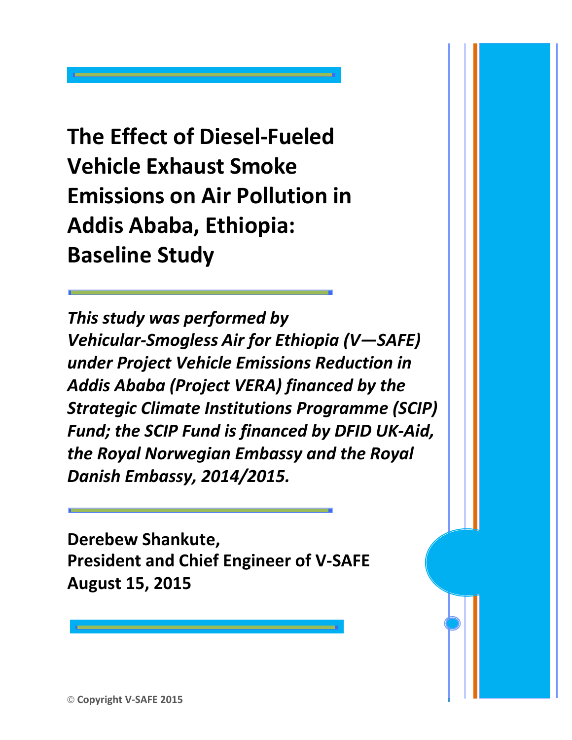# The Effect of Diesel-Fueled Vehicle Exhaust Smoke Emissions on Air Pollution in Addis Ababa, Ethiopia: Baseline Study

***This study was performed by Vehicular-Smogless Air for Ethiopia (V—SAFE) under Project Vehicle Emissions Reduction in Addis Ababa (Project VERA) financed by the Strategic Climate Institutions Programme (SCIP) Fund; the SCIP Fund is financed by DFID UK-Aid, the Royal Norwegian Embassy and the Royal Danish Embassy, 2014/2015.***

**Derebew Shankute,**
**President and Chief Engineer of V-SAFE**
**August 15, 2015**

© **Copyright V-SAFE 2015**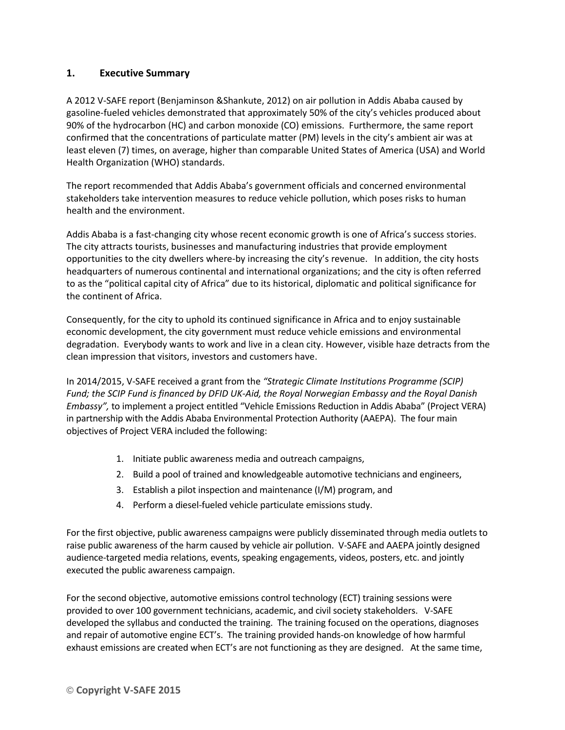## 1. Executive Summary

A 2012 V-SAFE report (Benjaminson &Shankute, 2012) on air pollution in Addis Ababa caused by gasoline-fueled vehicles demonstrated that approximately 50% of the city's vehicles produced about 90% of the hydrocarbon (HC) and carbon monoxide (CO) emissions. Furthermore, the same report confirmed that the concentrations of particulate matter (PM) levels in the city's ambient air was at least eleven (7) times, on average, higher than comparable United States of America (USA) and World Health Organization (WHO) standards.

The report recommended that Addis Ababa's government officials and concerned environmental stakeholders take intervention measures to reduce vehicle pollution, which poses risks to human health and the environment.

Addis Ababa is a fast-changing city whose recent economic growth is one of Africa's success stories. The city attracts tourists, businesses and manufacturing industries that provide employment opportunities to the city dwellers where-by increasing the city's revenue. In addition, the city hosts headquarters of numerous continental and international organizations; and the city is often referred to as the "political capital city of Africa" due to its historical, diplomatic and political significance for the continent of Africa.

Consequently, for the city to uphold its continued significance in Africa and to enjoy sustainable economic development, the city government must reduce vehicle emissions and environmental degradation. Everybody wants to work and live in a clean city. However, visible haze detracts from the clean impression that visitors, investors and customers have.

In 2014/2015, V-SAFE received a grant from the *"Strategic Climate Institutions Programme (SCIP) Fund; the SCIP Fund is financed by DFID UK-Aid, the Royal Norwegian Embassy and the Royal Danish Embassy",* to implement a project entitled "Vehicle Emissions Reduction in Addis Ababa" (Project VERA) in partnership with the Addis Ababa Environmental Protection Authority (AAEPA). The four main objectives of Project VERA included the following:

1. Initiate public awareness media and outreach campaigns,
2. Build a pool of trained and knowledgeable automotive technicians and engineers,
3. Establish a pilot inspection and maintenance (I/M) program, and
4. Perform a diesel-fueled vehicle particulate emissions study.

For the first objective, public awareness campaigns were publicly disseminated through media outlets to raise public awareness of the harm caused by vehicle air pollution. V-SAFE and AAEPA jointly designed audience-targeted media relations, events, speaking engagements, videos, posters, etc. and jointly executed the public awareness campaign.

For the second objective, automotive emissions control technology (ECT) training sessions were provided to over 100 government technicians, academic, and civil society stakeholders. V-SAFE developed the syllabus and conducted the training. The training focused on the operations, diagnoses and repair of automotive engine ECT's. The training provided hands-on knowledge of how harmful exhaust emissions are created when ECT's are not functioning as they are designed. At the same time,

© **Copyright V-SAFE 2015**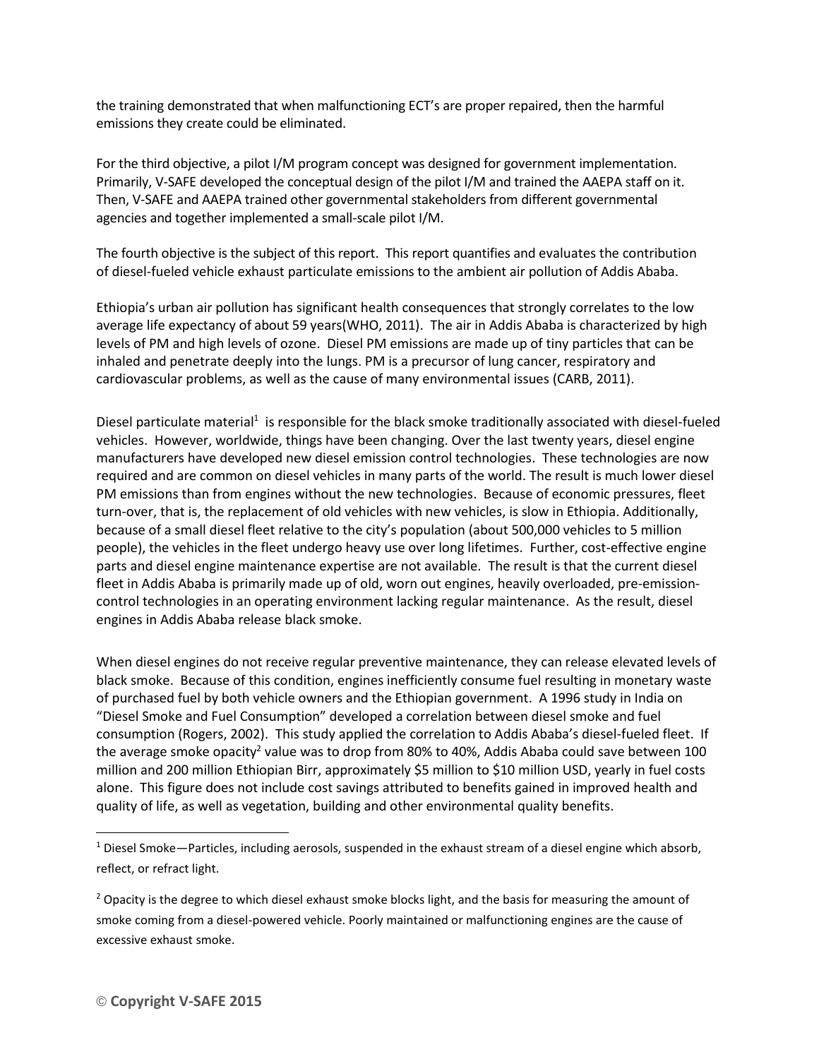the training demonstrated that when malfunctioning ECT's are proper repaired, then the harmful emissions they create could be eliminated.

For the third objective, a pilot I/M program concept was designed for government implementation. Primarily, V-SAFE developed the conceptual design of the pilot I/M and trained the AAEPA staff on it. Then, V-SAFE and AAEPA trained other governmental stakeholders from different governmental agencies and together implemented a small-scale pilot I/M.

The fourth objective is the subject of this report. This report quantifies and evaluates the contribution of diesel-fueled vehicle exhaust particulate emissions to the ambient air pollution of Addis Ababa.

Ethiopia's urban air pollution has significant health consequences that strongly correlates to the low average life expectancy of about 59 years(WHO, 2011). The air in Addis Ababa is characterized by high levels of PM and high levels of ozone. Diesel PM emissions are made up of tiny particles that can be inhaled and penetrate deeply into the lungs. PM is a precursor of lung cancer, respiratory and cardiovascular problems, as well as the cause of many environmental issues (CARB, 2011).

Diesel particulate material[1] is responsible for the black smoke traditionally associated with diesel-fueled vehicles. However, worldwide, things have been changing. Over the last twenty years, diesel engine manufacturers have developed new diesel emission control technologies. These technologies are now required and are common on diesel vehicles in many parts of the world. The result is much lower diesel PM emissions than from engines without the new technologies. Because of economic pressures, fleet turn-over, that is, the replacement of old vehicles with new vehicles, is slow in Ethiopia. Additionally, because of a small diesel fleet relative to the city's population (about 500,000 vehicles to 5 million people), the vehicles in the fleet undergo heavy use over long lifetimes. Further, cost-effective engine parts and diesel engine maintenance expertise are not available. The result is that the current diesel fleet in Addis Ababa is primarily made up of old, worn out engines, heavily overloaded, pre-emission-control technologies in an operating environment lacking regular maintenance. As the result, diesel engines in Addis Ababa release black smoke.

When diesel engines do not receive regular preventive maintenance, they can release elevated levels of black smoke. Because of this condition, engines inefficiently consume fuel resulting in monetary waste of purchased fuel by both vehicle owners and the Ethiopian government. A 1996 study in India on "Diesel Smoke and Fuel Consumption" developed a correlation between diesel smoke and fuel consumption (Rogers, 2002). This study applied the correlation to Addis Ababa's diesel-fueled fleet. If the average smoke opacity[2] value was to drop from 80% to 40%, Addis Ababa could save between 100 million and 200 million Ethiopian Birr, approximately \$5 million to \$10 million USD, yearly in fuel costs alone. This figure does not include cost savings attributed to benefits gained in improved health and quality of life, as well as vegetation, building and other environmental quality benefits.

---

[1] Diesel Smoke—Particles, including aerosols, suspended in the exhaust stream of a diesel engine which absorb, reflect, or refract light.

[2] Opacity is the degree to which diesel exhaust smoke blocks light, and the basis for measuring the amount of smoke coming from a diesel-powered vehicle. Poorly maintained or malfunctioning engines are the cause of excessive exhaust smoke.

© **Copyright V-SAFE 2015**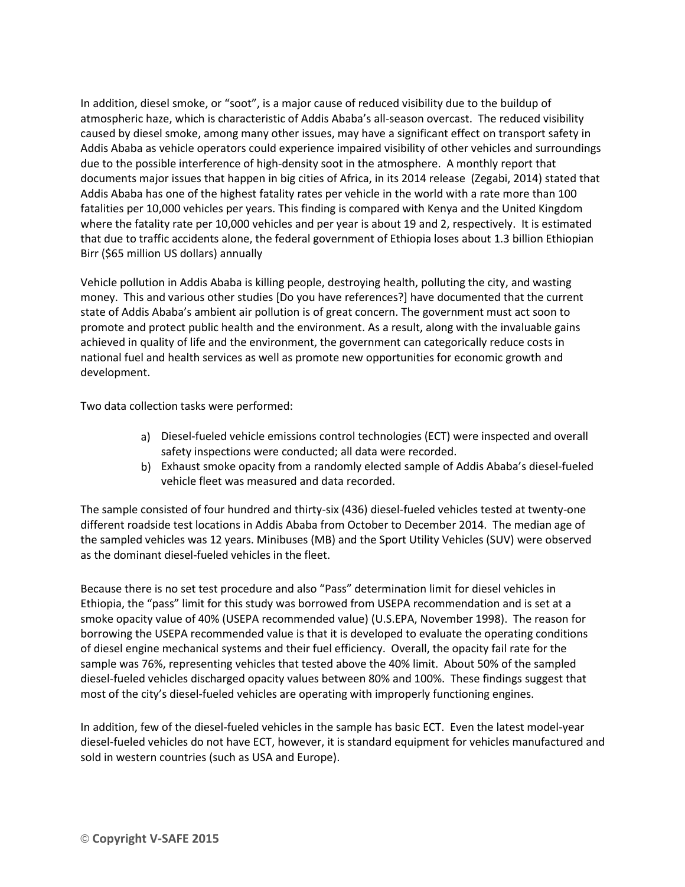In addition, diesel smoke, or "soot", is a major cause of reduced visibility due to the buildup of atmospheric haze, which is characteristic of Addis Ababa's all-season overcast. The reduced visibility caused by diesel smoke, among many other issues, may have a significant effect on transport safety in Addis Ababa as vehicle operators could experience impaired visibility of other vehicles and surroundings due to the possible interference of high-density soot in the atmosphere. A monthly report that documents major issues that happen in big cities of Africa, in its 2014 release (Zegabi, 2014) stated that Addis Ababa has one of the highest fatality rates per vehicle in the world with a rate more than 100 fatalities per 10,000 vehicles per years. This finding is compared with Kenya and the United Kingdom where the fatality rate per 10,000 vehicles and per year is about 19 and 2, respectively. It is estimated that due to traffic accidents alone, the federal government of Ethiopia loses about 1.3 billion Ethiopian Birr ($65 million US dollars) annually

Vehicle pollution in Addis Ababa is killing people, destroying health, polluting the city, and wasting money. This and various other studies [Do you have references?] have documented that the current state of Addis Ababa's ambient air pollution is of great concern. The government must act soon to promote and protect public health and the environment. As a result, along with the invaluable gains achieved in quality of life and the environment, the government can categorically reduce costs in national fuel and health services as well as promote new opportunities for economic growth and development.

Two data collection tasks were performed:

a) Diesel-fueled vehicle emissions control technologies (ECT) were inspected and overall safety inspections were conducted; all data were recorded.
b) Exhaust smoke opacity from a randomly elected sample of Addis Ababa's diesel-fueled vehicle fleet was measured and data recorded.

The sample consisted of four hundred and thirty-six (436) diesel-fueled vehicles tested at twenty-one different roadside test locations in Addis Ababa from October to December 2014. The median age of the sampled vehicles was 12 years. Minibuses (MB) and the Sport Utility Vehicles (SUV) were observed as the dominant diesel-fueled vehicles in the fleet.

Because there is no set test procedure and also "Pass" determination limit for diesel vehicles in Ethiopia, the "pass" limit for this study was borrowed from USEPA recommendation and is set at a smoke opacity value of 40% (USEPA recommended value) (U.S.EPA, November 1998). The reason for borrowing the USEPA recommended value is that it is developed to evaluate the operating conditions of diesel engine mechanical systems and their fuel efficiency. Overall, the opacity fail rate for the sample was 76%, representing vehicles that tested above the 40% limit. About 50% of the sampled diesel-fueled vehicles discharged opacity values between 80% and 100%. These findings suggest that most of the city's diesel-fueled vehicles are operating with improperly functioning engines.

In addition, few of the diesel-fueled vehicles in the sample has basic ECT. Even the latest model-year diesel-fueled vehicles do not have ECT, however, it is standard equipment for vehicles manufactured and sold in western countries (such as USA and Europe).

© **Copyright V-SAFE 2015**